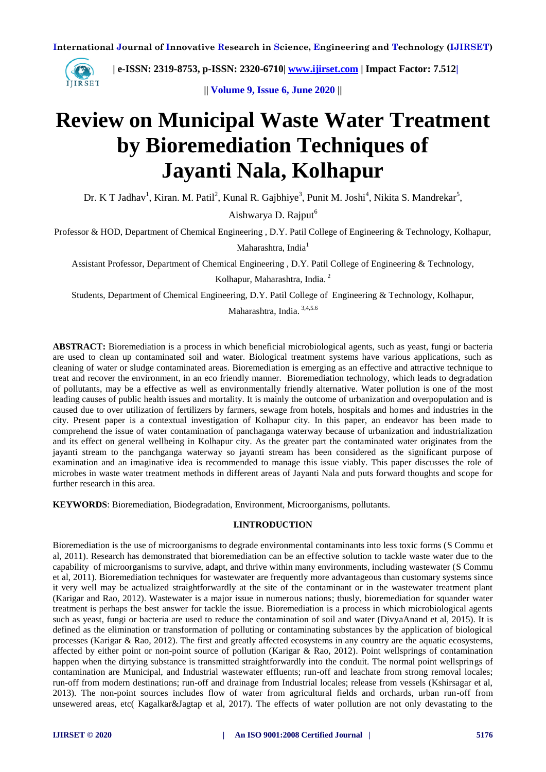# Review on Municipal Waste Water Treatment by Bioremediation Techniques of Jayanti Nala, Kolhapur

Dr. K T Jadhav[1], Kiran. M. Patil[2], Kunal R. Gajbhiye[3], Punit M. Joshi[4], Nikita S. Mandrekar[5], Aishwarya D. Rajput[6]

Professor & HOD, Department of Chemical Engineering , D.Y. Patil College of Engineering & Technology, Kolhapur, Maharashtra, India[1]

Assistant Professor, Department of Chemical Engineering , D.Y. Patil College of Engineering & Technology, Kolhapur, Maharashtra, India. [2]

Students, Department of Chemical Engineering, D.Y. Patil College of Engineering & Technology, Kolhapur, Maharashtra, India. [3,4,5.6]

**ABSTRACT:** Bioremediation is a process in which beneficial microbiological agents, such as yeast, fungi or bacteria are used to clean up contaminated soil and water. Biological treatment systems have various applications, such as cleaning of water or sludge contaminated areas. Bioremediation is emerging as an effective and attractive technique to treat and recover the environment, in an eco friendly manner. Bioremediation technology, which leads to degradation of pollutants, may be a effective as well as environmentally friendly alternative. Water pollution is one of the most leading causes of public health issues and mortality. It is mainly the outcome of urbanization and overpopulation and is caused due to over utilization of fertilizers by farmers, sewage from hotels, hospitals and homes and industries in the city. Present paper is a contextual investigation of Kolhapur city. In this paper, an endeavor has been made to comprehend the issue of water contamination of panchaganga waterway because of urbanization and industrialization and its effect on general wellbeing in Kolhapur city. As the greater part the contaminated water originates from the jayanti stream to the panchganga waterway so jayanti stream has been considered as the significant purpose of examination and an imaginative idea is recommended to manage this issue viably. This paper discusses the role of microbes in waste water treatment methods in different areas of Jayanti Nala and puts forward thoughts and scope for further research in this area.

**KEYWORDS**: Bioremediation, Biodegradation, Environment, Microorganisms, pollutants.

## I.INTRODUCTION

Bioremediation is the use of microorganisms to degrade environmental contaminants into less toxic forms (S Commu et al, 2011). Research has demonstrated that bioremediation can be an effective solution to tackle waste water due to the capability of microorganisms to survive, adapt, and thrive within many environments, including wastewater (S Commu et al, 2011). Bioremediation techniques for wastewater are frequently more advantageous than customary systems since it very well may be actualized straightforwardly at the site of the contaminant or in the wastewater treatment plant (Karigar and Rao, 2012). Wastewater is a major issue in numerous nations; thusly, bioremediation for squander water treatment is perhaps the best answer for tackle the issue. Bioremediation is a process in which microbiological agents such as yeast, fungi or bacteria are used to reduce the contamination of soil and water (DivyaAnand et al, 2015). It is defined as the elimination or transformation of polluting or contaminating substances by the application of biological processes (Karigar & Rao, 2012). The first and greatly affected ecosystems in any country are the aquatic ecosystems, affected by either point or non-point source of pollution (Karigar & Rao, 2012). Point wellsprings of contamination happen when the dirtying substance is transmitted straightforwardly into the conduit. The normal point wellsprings of contamination are Municipal, and Industrial wastewater effluents; run-off and leachate from strong removal locales; run-off from modern destinations; run-off and drainage from Industrial locales; release from vessels (Kshirsagar et al, 2013). The non-point sources includes flow of water from agricultural fields and orchards, urban run-off from unsewered areas, etc( Kagalkar&Jagtap et al, 2017). The effects of water pollution are not only devastating to the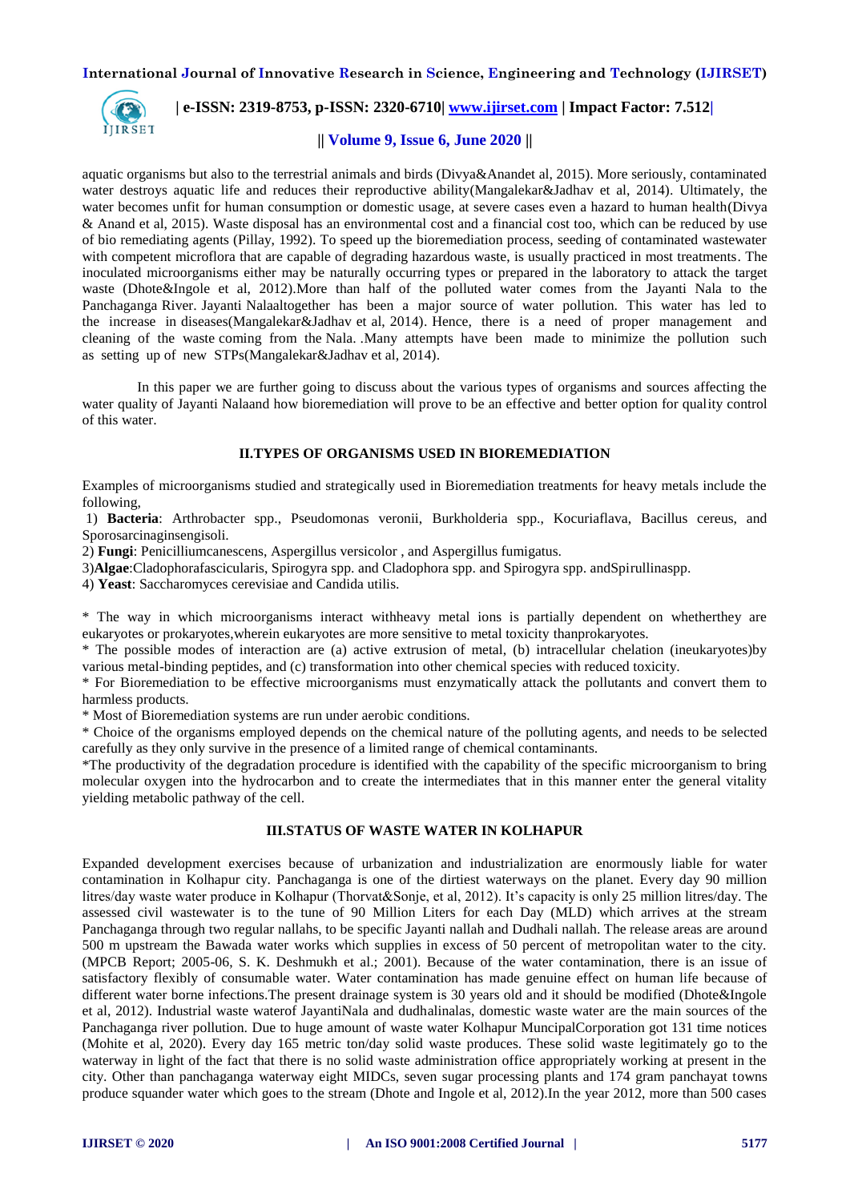aquatic organisms but also to the terrestrial animals and birds (Divya&Anandet al, 2015). More seriously, contaminated water destroys aquatic life and reduces their reproductive ability(Mangalekar&Jadhav et al, 2014). Ultimately, the water becomes unfit for human consumption or domestic usage, at severe cases even a hazard to human health(Divya & Anand et al, 2015). Waste disposal has an environmental cost and a financial cost too, which can be reduced by use of bio remediating agents (Pillay, 1992). To speed up the bioremediation process, seeding of contaminated wastewater with competent microflora that are capable of degrading hazardous waste, is usually practiced in most treatments. The inoculated microorganisms either may be naturally occurring types or prepared in the laboratory to attack the target waste (Dhote&Ingole et al, 2012).More than half of the polluted water comes from the Jayanti Nala to the Panchaganga River. Jayanti Nalaaltogether has been a major source of water pollution. This water has led to the increase in diseases(Mangalekar&Jadhav et al, 2014). Hence, there is a need of proper management and cleaning of the waste coming from the Nala. .Many attempts have been made to minimize the pollution such as setting up of new STPs(Mangalekar&Jadhav et al, 2014).

In this paper we are further going to discuss about the various types of organisms and sources affecting the water quality of Jayanti Nalaand how bioremediation will prove to be an effective and better option for quality control of this water.

## II.TYPES OF ORGANISMS USED IN BIOREMEDIATION

Examples of microorganisms studied and strategically used in Bioremediation treatments for heavy metals include the following,

1) **Bacteria**: Arthrobacter spp., Pseudomonas veronii, Burkholderia spp., Kocuriaflava, Bacillus cereus, and Sporosarcinaginsengisoli.

2) **Fungi**: Penicilliumcanescens, Aspergillus versicolor , and Aspergillus fumigatus.

3)**Algae**:Cladophorafascicularis, Spirogyra spp. and Cladophora spp. and Spirogyra spp. andSpirullinaspp.

4) **Yeast**: Saccharomyces cerevisiae and Candida utilis.

* The way in which microorganisms interact withheavy metal ions is partially dependent on whetherthey are eukaryotes or prokaryotes,wherein eukaryotes are more sensitive to metal toxicity thanprokaryotes.
* The possible modes of interaction are (a) active extrusion of metal, (b) intracellular chelation (ineukaryotes)by various metal-binding peptides, and (c) transformation into other chemical species with reduced toxicity.
* For Bioremediation to be effective microorganisms must enzymatically attack the pollutants and convert them to harmless products.
* Most of Bioremediation systems are run under aerobic conditions.
* Choice of the organisms employed depends on the chemical nature of the polluting agents, and needs to be selected carefully as they only survive in the presence of a limited range of chemical contaminants.
*The productivity of the degradation procedure is identified with the capability of the specific microorganism to bring molecular oxygen into the hydrocarbon and to create the intermediates that in this manner enter the general vitality yielding metabolic pathway of the cell.

## III.STATUS OF WASTE WATER IN KOLHAPUR

Expanded development exercises because of urbanization and industrialization are enormously liable for water contamination in Kolhapur city. Panchaganga is one of the dirtiest waterways on the planet. Every day 90 million litres/day waste water produce in Kolhapur (Thorvat&Sonje, et al, 2012). It's capacity is only 25 million litres/day. The assessed civil wastewater is to the tune of 90 Million Liters for each Day (MLD) which arrives at the stream Panchaganga through two regular nallahs, to be specific Jayanti nallah and Dudhali nallah. The release areas are around 500 m upstream the Bawada water works which supplies in excess of 50 percent of metropolitan water to the city. (MPCB Report; 2005-06, S. K. Deshmukh et al.; 2001). Because of the water contamination, there is an issue of satisfactory flexibly of consumable water. Water contamination has made genuine effect on human life because of different water borne infections.The present drainage system is 30 years old and it should be modified (Dhote&Ingole et al, 2012). Industrial waste waterof JayantiNala and dudhalinalas, domestic waste water are the main sources of the Panchaganga river pollution. Due to huge amount of waste water Kolhapur MuncipalCorporation got 131 time notices (Mohite et al, 2020). Every day 165 metric ton/day solid waste produces. These solid waste legitimately go to the waterway in light of the fact that there is no solid waste administration office appropriately working at present in the city. Other than panchaganga waterway eight MIDCs, seven sugar processing plants and 174 gram panchayat towns produce squander water which goes to the stream (Dhote and Ingole et al, 2012).In the year 2012, more than 500 cases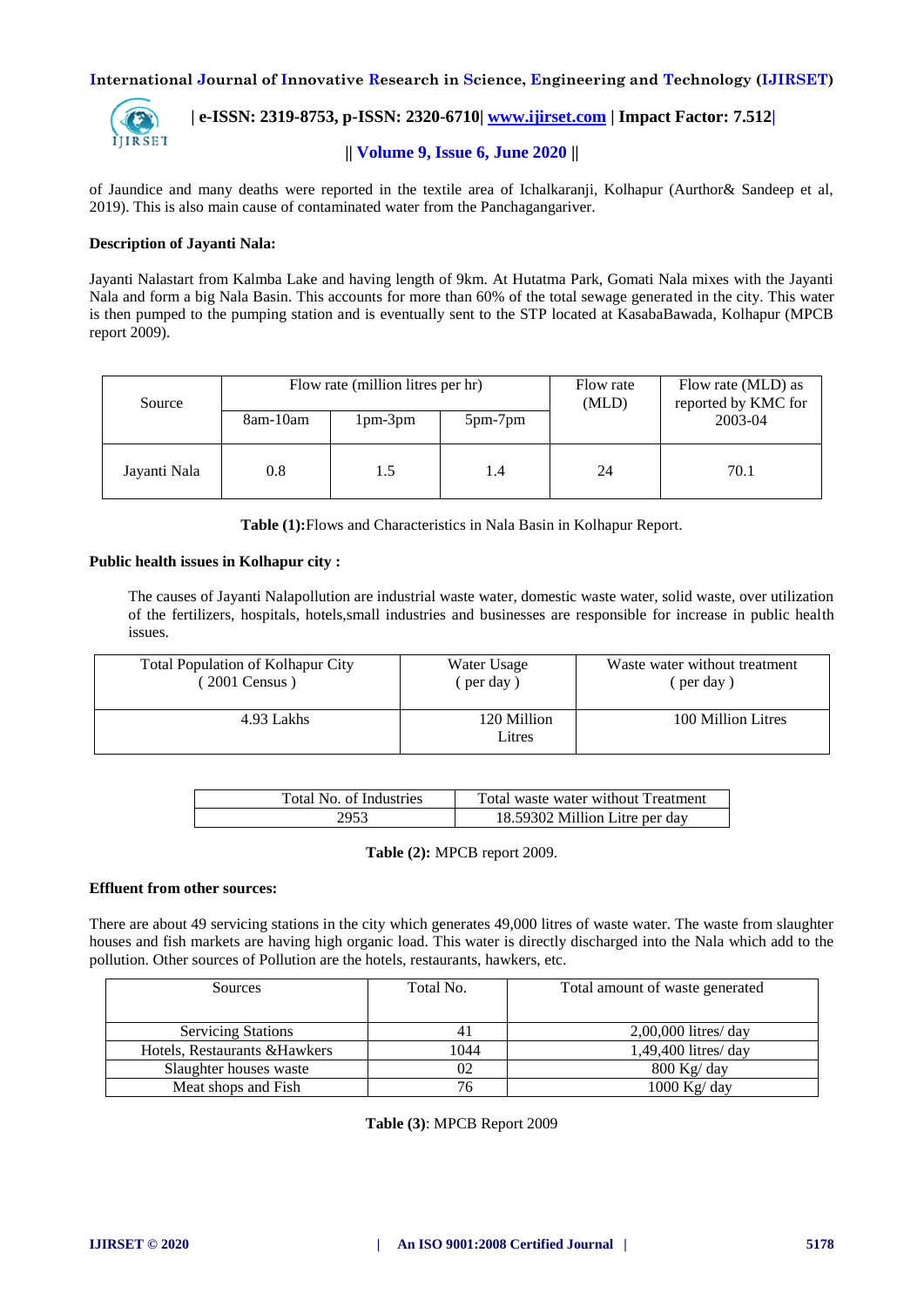of Jaundice and many deaths were reported in the textile area of Ichalkaranji, Kolhapur (Aurthor& Sandeep et al, 2019). This is also main cause of contaminated water from the Panchagangariver.

**Description of Jayanti Nala:**

Jayanti Nalastart from Kalmba Lake and having length of 9km. At Hutatma Park, Gomati Nala mixes with the Jayanti Nala and form a big Nala Basin. This accounts for more than 60% of the total sewage generated in the city. This water is then pumped to the pumping station and is eventually sent to the STP located at KasabaBawada, Kolhapur (MPCB report 2009).

| Source | Flow rate (million litres per hr) | | | Flow rate (MLD) | Flow rate (MLD) as reported by KMC for 2003-04 |
|---|---|---|---|---|---|
| | 8am-10am | 1pm-3pm | 5pm-7pm | | |
| Jayanti Nala | 0.8 | 1.5 | 1.4 | 24 | 70.1 |

**Table (1):**Flows and Characteristics in Nala Basin in Kolhapur Report.

**Public health issues in Kolhapur city :**

The causes of Jayanti Nalapollution are industrial waste water, domestic waste water, solid waste, over utilization of the fertilizers, hospitals, hotels,small industries and businesses are responsible for increase in public health issues.

| Total Population of Kolhapur City ( 2001 Census ) | Water Usage ( per day ) | Waste water without treatment ( per day ) |
|---|---|---|
| 4.93 Lakhs | 120 Million Litres | 100 Million Litres |

| Total No. of Industries | Total waste water without Treatment |
|---|---|
| 2953 | 18.59302 Million Litre per day |

**Table (2):** MPCB report 2009.

**Effluent from other sources:**

There are about 49 servicing stations in the city which generates 49,000 litres of waste water. The waste from slaughter houses and fish markets are having high organic load. This water is directly discharged into the Nala which add to the pollution. Other sources of Pollution are the hotels, restaurants, hawkers, etc.

| Sources | Total No. | Total amount of waste generated |
|---|---|---|
| Servicing Stations | 41 | 2,00,000 litres/ day |
| Hotels, Restaurants &Hawkers | 1044 | 1,49,400 litres/ day |
| Slaughter houses waste | 02 | 800 Kg/ day |
| Meat shops and Fish | 76 | 1000 Kg/ day |

**Table (3)**: MPCB Report 2009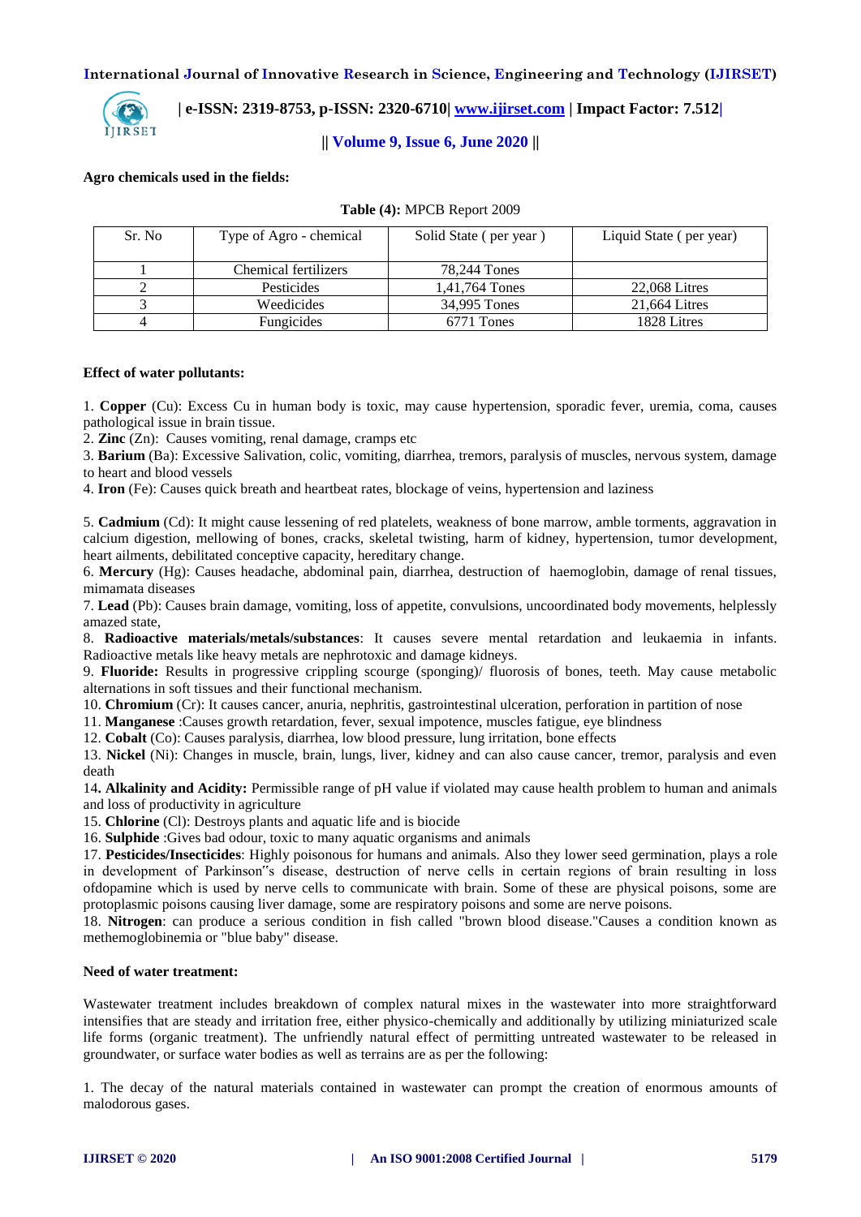**Agro chemicals used in the fields:**

**Table (4):** MPCB Report 2009

| Sr. No | Type of Agro - chemical | Solid State ( per year ) | Liquid State ( per year) |
|---|---|---|---|
| 1 | Chemical fertilizers | 78,244 Tones | |
| 2 | Pesticides | 1,41,764 Tones | 22,068 Litres |
| 3 | Weedicides | 34,995 Tones | 21,664 Litres |
| 4 | Fungicides | 6771 Tones | 1828 Litres |

**Effect of water pollutants:**

1. **Copper** (Cu): Excess Cu in human body is toxic, may cause hypertension, sporadic fever, uremia, coma, causes pathological issue in brain tissue.
2. **Zinc** (Zn): Causes vomiting, renal damage, cramps etc
3. **Barium** (Ba): Excessive Salivation, colic, vomiting, diarrhea, tremors, paralysis of muscles, nervous system, damage to heart and blood vessels
4. **Iron** (Fe): Causes quick breath and heartbeat rates, blockage of veins, hypertension and laziness

5. **Cadmium** (Cd): It might cause lessening of red platelets, weakness of bone marrow, amble torments, aggravation in calcium digestion, mellowing of bones, cracks, skeletal twisting, harm of kidney, hypertension, tumor development, heart ailments, debilitated conceptive capacity, hereditary change.
6. **Mercury** (Hg): Causes headache, abdominal pain, diarrhea, destruction of haemoglobin, damage of renal tissues, mimamata diseases
7. **Lead** (Pb): Causes brain damage, vomiting, loss of appetite, convulsions, uncoordinated body movements, helplessly amazed state,
8. **Radioactive materials/metals/substances**: It causes severe mental retardation and leukaemia in infants. Radioactive metals like heavy metals are nephrotoxic and damage kidneys.
9. **Fluoride:** Results in progressive crippling scourge (sponging)/ fluorosis of bones, teeth. May cause metabolic alternations in soft tissues and their functional mechanism.
10. **Chromium** (Cr): It causes cancer, anuria, nephritis, gastrointestinal ulceration, perforation in partition of nose
11. **Manganese** :Causes growth retardation, fever, sexual impotence, muscles fatigue, eye blindness
12. **Cobalt** (Co): Causes paralysis, diarrhea, low blood pressure, lung irritation, bone effects
13. **Nickel** (Ni): Changes in muscle, brain, lungs, liver, kidney and can also cause cancer, tremor, paralysis and even death
14. **Alkalinity and Acidity:** Permissible range of pH value if violated may cause health problem to human and animals and loss of productivity in agriculture
15. **Chlorine** (Cl): Destroys plants and aquatic life and is biocide
16. **Sulphide** :Gives bad odour, toxic to many aquatic organisms and animals
17. **Pesticides/Insecticides**: Highly poisonous for humans and animals. Also they lower seed germination, plays a role in development of Parkinson"s disease, destruction of nerve cells in certain regions of brain resulting in loss ofdopamine which is used by nerve cells to communicate with brain. Some of these are physical poisons, some are protoplasmic poisons causing liver damage, some are respiratory poisons and some are nerve poisons.
18. **Nitrogen**: can produce a serious condition in fish called "brown blood disease."Causes a condition known as methemoglobinemia or "blue baby" disease.

**Need of water treatment:**

Wastewater treatment includes breakdown of complex natural mixes in the wastewater into more straightforward intensifies that are steady and irritation free, either physico-chemically and additionally by utilizing miniaturized scale life forms (organic treatment). The unfriendly natural effect of permitting untreated wastewater to be released in groundwater, or surface water bodies as well as terrains are as per the following:

1. The decay of the natural materials contained in wastewater can prompt the creation of enormous amounts of malodorous gases.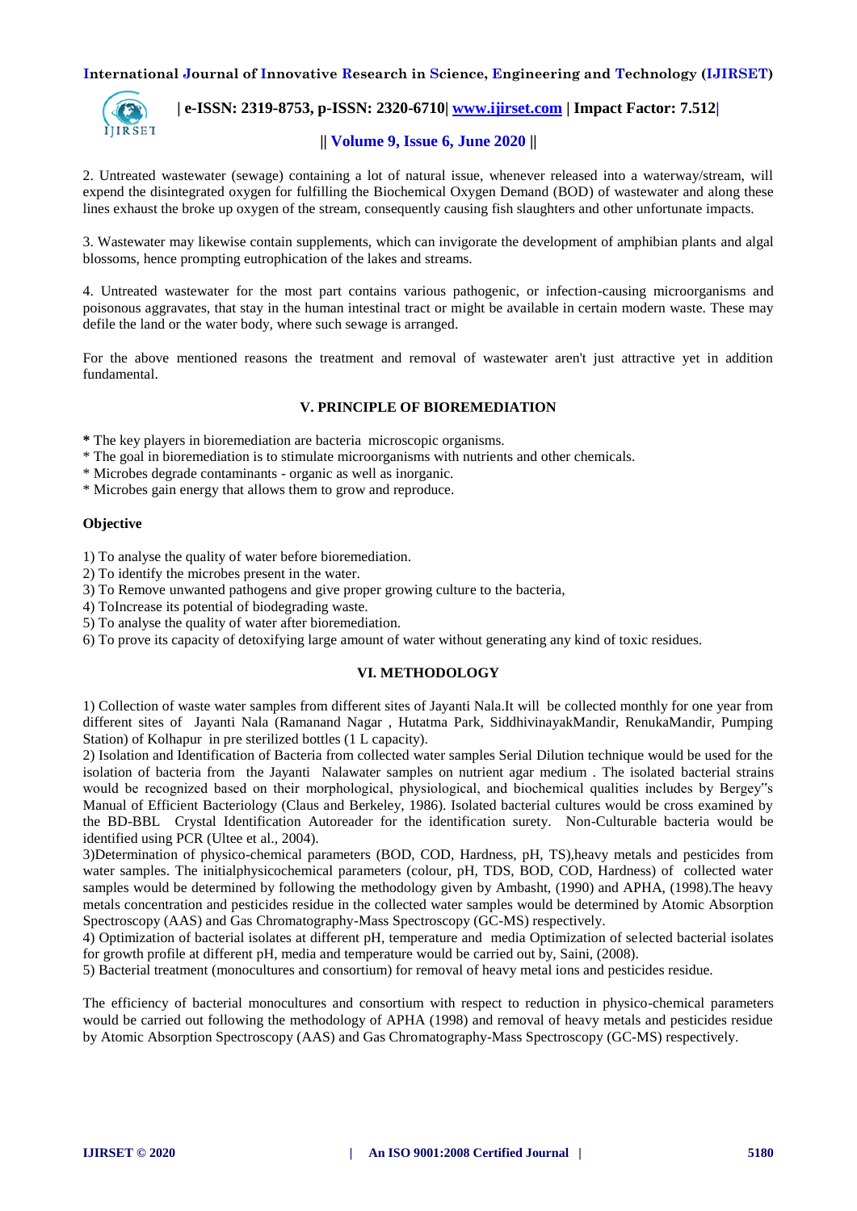2. Untreated wastewater (sewage) containing a lot of natural issue, whenever released into a waterway/stream, will expend the disintegrated oxygen for fulfilling the Biochemical Oxygen Demand (BOD) of wastewater and along these lines exhaust the broke up oxygen of the stream, consequently causing fish slaughters and other unfortunate impacts.

3. Wastewater may likewise contain supplements, which can invigorate the development of amphibian plants and algal blossoms, hence prompting eutrophication of the lakes and streams.

4. Untreated wastewater for the most part contains various pathogenic, or infection-causing microorganisms and poisonous aggravates, that stay in the human intestinal tract or might be available in certain modern waste. These may defile the land or the water body, where such sewage is arranged.

For the above mentioned reasons the treatment and removal of wastewater aren't just attractive yet in addition fundamental.

## V. PRINCIPLE OF BIOREMEDIATION

**\*** The key players in bioremediation are bacteria microscopic organisms.
\* The goal in bioremediation is to stimulate microorganisms with nutrients and other chemicals.
\* Microbes degrade contaminants - organic as well as inorganic.
\* Microbes gain energy that allows them to grow and reproduce.

**Objective**

1) To analyse the quality of water before bioremediation.
2) To identify the microbes present in the water.
3) To Remove unwanted pathogens and give proper growing culture to the bacteria,
4) ToIncrease its potential of biodegrading waste.
5) To analyse the quality of water after bioremediation.
6) To prove its capacity of detoxifying large amount of water without generating any kind of toxic residues.

## VI. METHODOLOGY

1) Collection of waste water samples from different sites of Jayanti Nala.It will be collected monthly for one year from different sites of Jayanti Nala (Ramanand Nagar , Hutatma Park, SiddhivinayakMandir, RenukaMandir, Pumping Station) of Kolhapur in pre sterilized bottles (1 L capacity).
2) Isolation and Identification of Bacteria from collected water samples Serial Dilution technique would be used for the isolation of bacteria from the Jayanti Nalawater samples on nutrient agar medium . The isolated bacterial strains would be recognized based on their morphological, physiological, and biochemical qualities includes by Bergey"s Manual of Efficient Bacteriology (Claus and Berkeley, 1986). Isolated bacterial cultures would be cross examined by the BD-BBL Crystal Identification Autoreader for the identification surety. Non-Culturable bacteria would be identified using PCR (Ultee et al., 2004).
3)Determination of physico-chemical parameters (BOD, COD, Hardness, pH, TS),heavy metals and pesticides from water samples. The initialphysicochemical parameters (colour, pH, TDS, BOD, COD, Hardness) of collected water samples would be determined by following the methodology given by Ambasht, (1990) and APHA, (1998).The heavy metals concentration and pesticides residue in the collected water samples would be determined by Atomic Absorption Spectroscopy (AAS) and Gas Chromatography-Mass Spectroscopy (GC-MS) respectively.
4) Optimization of bacterial isolates at different pH, temperature and media Optimization of selected bacterial isolates for growth profile at different pH, media and temperature would be carried out by, Saini, (2008).
5) Bacterial treatment (monocultures and consortium) for removal of heavy metal ions and pesticides residue.

The efficiency of bacterial monocultures and consortium with respect to reduction in physico-chemical parameters would be carried out following the methodology of APHA (1998) and removal of heavy metals and pesticides residue by Atomic Absorption Spectroscopy (AAS) and Gas Chromatography-Mass Spectroscopy (GC-MS) respectively.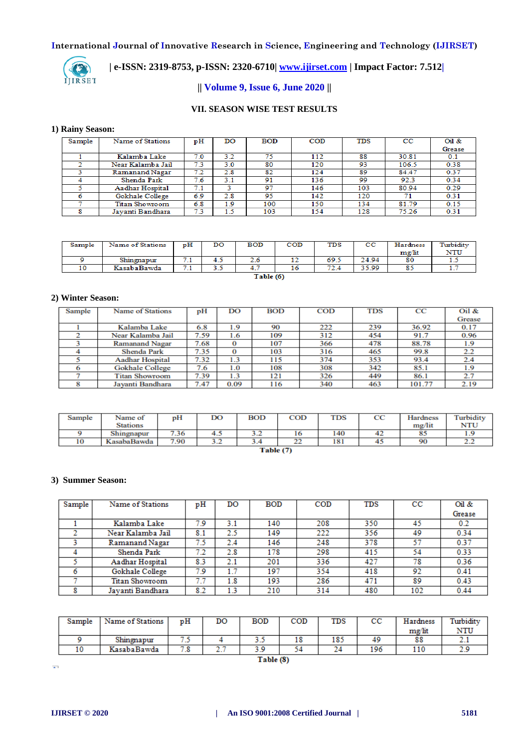## VII. SEASON WISE TEST RESULTS

### 1) Rainy Season:

| Sample | Name of Stations | pH | DO | BOD | COD | TDS | CC | Oil & Grease |
|---|---|---|---|---|---|---|---|---|
| 1 | Kalamba Lake | 7.0 | 3.2 | 75 | 112 | 88 | 30.81 | 0.1 |
| 2 | Near Kalamba Jail | 7.3 | 3.0 | 80 | 120 | 93 | 106.5 | 0.38 |
| 3 | Ramanand Nagar | 7.2 | 2.8 | 82 | 124 | 89 | 84.47 | 0.37 |
| 4 | Shenda Park | 7.6 | 3.1 | 91 | 136 | 99 | 92.3 | 0.34 |
| 5 | Aadhar Hospital | 7.1 | 3 | 97 | 146 | 103 | 80.94 | 0.29 |
| 6 | Gokhale College | 6.9 | 2.8 | 95 | 142 | 120 | 71 | 0.31 |
| 7 | Titan Showroom | 6.8 | 1.9 | 100 | 150 | 134 | 81.79 | 0.15 |
| 8 | Jayanti Bandhara | 7.3 | 1.5 | 103 | 154 | 128 | 75.26 | 0.31 |

| Sample | Name of Stations | pH | DO | BOD | COD | TDS | CC | Hardness mg/lit | Turbidity NTU |
|---|---|---|---|---|---|---|---|---|---|
| 9 | Shingnapur | 7.1 | 4.5 | 2.6 | 12 | 69.5 | 24.94 | 80 | 1.5 |
| 10 | KasabaBawda | 7.1 | 3.5 | 4.7 | 16 | 72.4 | 35.99 | 85 | 1.7 |

Table (6)

### 2) Winter Season:

| Sample | Name of Stations | pH | DO | BOD | COD | TDS | CC | Oil & Grease |
|---|---|---|---|---|---|---|---|---|
| 1 | Kalamba Lake | 6.8 | 1.9 | 90 | 222 | 239 | 36.92 | 0.17 |
| 2 | Near Kalamba Jail | 7.59 | 1.6 | 109 | 312 | 454 | 91.7 | 0.96 |
| 3 | Ramanand Nagar | 7.68 | 0 | 107 | 366 | 478 | 88.78 | 1.9 |
| 4 | Shenda Park | 7.35 | 0 | 103 | 316 | 465 | 99.8 | 2.2 |
| 5 | Aadhar Hospital | 7.32 | 1.3 | 115 | 374 | 353 | 93.4 | 2.4 |
| 6 | Gokhale College | 7.6 | 1.0 | 108 | 308 | 342 | 85.1 | 1.9 |
| 7 | Titan Showroom | 7.39 | 1.3 | 121 | 326 | 449 | 86.1 | 2.7 |
| 8 | Jayanti Bandhara | 7.47 | 0.09 | 116 | 340 | 463 | 101.77 | 2.19 |

| Sample | Name of Stations | pH | DO | BOD | COD | TDS | CC | Hardness mg/lit | Turbidity NTU |
|---|---|---|---|---|---|---|---|---|---|
| 9 | Shingnapur | 7.36 | 4.5 | 3.2 | 16 | 140 | 42 | 85 | 1.9 |
| 10 | KasabaBawda | 7.90 | 3.2 | 3.4 | 22 | 181 | 45 | 90 | 2.2 |

Table (7)

### 3) Summer Season:

| Sample | Name of Stations | pH | DO | BOD | COD | TDS | CC | Oil & Grease |
|---|---|---|---|---|---|---|---|---|
| 1 | Kalamba Lake | 7.9 | 3.1 | 140 | 208 | 350 | 45 | 0.2 |
| 2 | Near Kalamba Jail | 8.1 | 2.5 | 149 | 222 | 356 | 49 | 0.34 |
| 3 | Ramanand Nagar | 7.5 | 2.4 | 146 | 248 | 378 | 57 | 0.37 |
| 4 | Shenda Park | 7.2 | 2.8 | 178 | 298 | 415 | 54 | 0.33 |
| 5 | Aadhar Hospital | 8.3 | 2.1 | 201 | 336 | 427 | 78 | 0.36 |
| 6 | Gokhale College | 7.9 | 1.7 | 197 | 354 | 418 | 92 | 0.41 |
| 7 | Titan Showroom | 7.7 | 1.8 | 193 | 286 | 471 | 89 | 0.43 |
| 8 | Jayanti Bandhara | 8.2 | 1.3 | 210 | 314 | 480 | 102 | 0.44 |

| Sample | Name of Stations | pH | DO | BOD | COD | TDS | CC | Hardness mg/lit | Turbidity NTU |
|---|---|---|---|---|---|---|---|---|---|
| 9 | Shingnapur | 7.5 | 4 | 3.5 | 18 | 185 | 49 | 88 | 2.1 |
| 10 | KasabaBawda | 7.8 | 2.7 | 3.9 | 54 | 24 | 196 | 110 | 2.9 |

Table (8)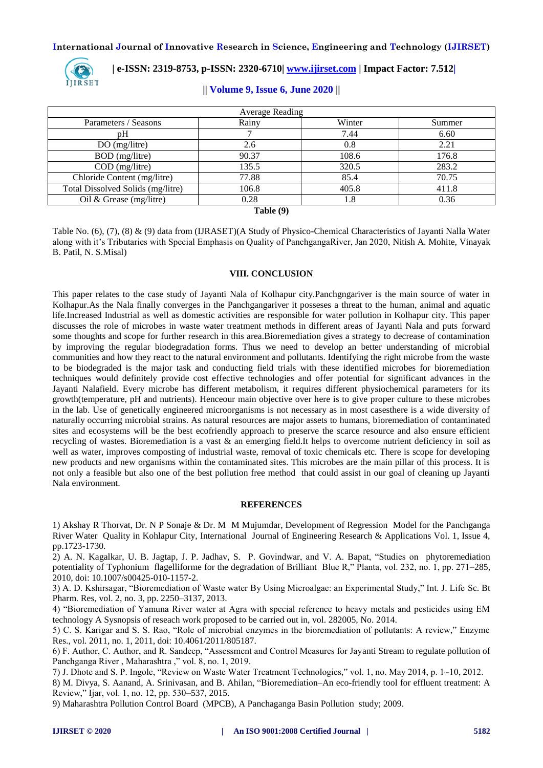| Average Reading | | | |
|---|---|---|---|
| Parameters / Seasons | Rainy | Winter | Summer |
| pH | 7 | 7.44 | 6.60 |
| DO (mg/litre) | 2.6 | 0.8 | 2.21 |
| BOD (mg/litre) | 90.37 | 108.6 | 176.8 |
| COD (mg/litre) | 135.5 | 320.5 | 283.2 |
| Chloride Content (mg/litre) | 77.88 | 85.4 | 70.75 |
| Total Dissolved Solids (mg/litre) | 106.8 | 405.8 | 411.8 |
| Oil & Grease (mg/litre) | 0.28 | 1.8 | 0.36 |

**Table (9)**

Table No. (6), (7), (8) & (9) data from (IJRASET)(A Study of Physico-Chemical Characteristics of Jayanti Nalla Water along with it's Tributaries with Special Emphasis on Quality of PanchgangaRiver, Jan 2020, Nitish A. Mohite, Vinayak B. Patil, N. S.Misal)

## VIII. CONCLUSION

This paper relates to the case study of Jayanti Nala of Kolhapur city.Panchgngariver is the main source of water in Kolhapur.As the Nala finally converges in the Panchgangariver it posseses a threat to the human, animal and aquatic life.Increased Industrial as well as domestic activities are responsible for water pollution in Kolhapur city. This paper discusses the role of microbes in waste water treatment methods in different areas of Jayanti Nala and puts forward some thoughts and scope for further research in this area.Bioremediation gives a strategy to decrease of contamination by improving the regular biodegradation forms. Thus we need to develop an better understanding of microbial communities and how they react to the natural environment and pollutants. Identifying the right microbe from the waste to be biodegraded is the major task and conducting field trials with these identified microbes for bioremediation techniques would definitely provide cost effective technologies and offer potential for significant advances in the Jayanti Nalafield. Every microbe has different metabolism, it requires different physiochemical parameters for its growth(temperature, pH and nutrients). Henceour main objective over here is to give proper culture to these microbes in the lab. Use of genetically engineered microorganisms is not necessary as in most casesthere is a wide diversity of naturally occurring microbial strains. As natural resources are major assets to humans, bioremediation of contaminated sites and ecosystems will be the best ecofriendly approach to preserve the scarce resource and also ensure efficient recycling of wastes. Bioremediation is a vast & an emerging field.It helps to overcome nutrient deficiency in soil as well as water, improves composting of industrial waste, removal of toxic chemicals etc. There is scope for developing new products and new organisms within the contaminated sites. This microbes are the main pillar of this process. It is not only a feasible but also one of the best pollution free method that could assist in our goal of cleaning up Jayanti Nala environment.

## REFERENCES

1) Akshay R Thorvat, Dr. N P Sonaje & Dr. M M Mujumdar, Development of Regression Model for the Panchganga River Water Quality in Kohlapur City, International Journal of Engineering Research & Applications Vol. 1, Issue 4, pp.1723-1730.
2) A. N. Kagalkar, U. B. Jagtap, J. P. Jadhav, S. P. Govindwar, and V. A. Bapat, "Studies on phytoremediation potentiality of Typhonium flagelliforme for the degradation of Brilliant Blue R," Planta, vol. 232, no. 1, pp. 271–285, 2010, doi: 10.1007/s00425-010-1157-2.
3) A. D. Kshirsagar, "Bioremediation of Waste water By Using Microalgae: an Experimental Study," Int. J. Life Sc. Bt Pharm. Res, vol. 2, no. 3, pp. 2250–3137, 2013.
4) "Bioremediation of Yamuna River water at Agra with special reference to heavy metals and pesticides using EM technology A Sysnopsis of reseach work proposed to be carried out in, vol. 282005, No. 2014.
5) C. S. Karigar and S. S. Rao, "Role of microbial enzymes in the bioremediation of pollutants: A review," Enzyme Res., vol. 2011, no. 1, 2011, doi: 10.4061/2011/805187.
6) F. Author, C. Author, and R. Sandeep, "Assessment and Control Measures for Jayanti Stream to regulate pollution of Panchganga River , Maharashtra ," vol. 8, no. 1, 2019.
7) J. Dhote and S. P. Ingole, "Review on Waste Water Treatment Technologies," vol. 1, no. May 2014, p. 1~10, 2012.
8) M. Divya, S. Aanand, A. Srinivasan, and B. Ahilan, "Bioremediation–An eco-friendly tool for effluent treatment: A Review," Ijar, vol. 1, no. 12, pp. 530–537, 2015.
9) Maharashtra Pollution Control Board (MPCB), A Panchaganga Basin Pollution study; 2009.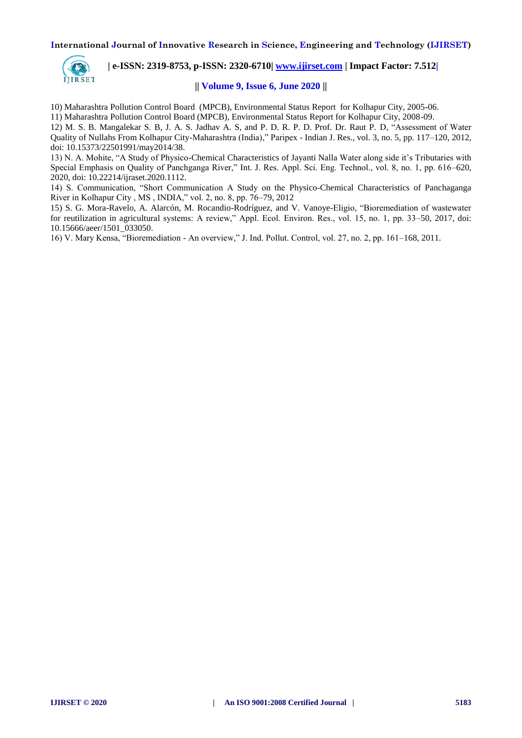10) Maharashtra Pollution Control Board (MPCB), Environmental Status Report for Kolhapur City, 2005-06.

11) Maharashtra Pollution Control Board (MPCB), Environmental Status Report for Kolhapur City, 2008-09.

12) M. S. B. Mangalekar S. B, J. A. S. Jadhav A. S, and P. D. R. P. D. Prof. Dr. Raut P. D, "Assessment of Water Quality of Nullahs From Kolhapur City-Maharashtra (India)," Paripex - Indian J. Res., vol. 3, no. 5, pp. 117–120, 2012, doi: 10.15373/22501991/may2014/38.

13) N. A. Mohite, "A Study of Physico-Chemical Characteristics of Jayanti Nalla Water along side it's Tributaries with Special Emphasis on Quality of Panchganga River," Int. J. Res. Appl. Sci. Eng. Technol., vol. 8, no. 1, pp. 616–620, 2020, doi: 10.22214/ijraset.2020.1112.

14) S. Communication, "Short Communication A Study on the Physico-Chemical Characteristics of Panchaganga River in Kolhapur City , MS , INDIA," vol. 2, no. 8, pp. 76–79, 2012

15) S. G. Mora-Ravelo, A. Alarcón, M. Rocandio-Rodríguez, and V. Vanoye-Eligio, "Bioremediation of wastewater for reutilization in agricultural systems: A review," Appl. Ecol. Environ. Res., vol. 15, no. 1, pp. 33–50, 2017, doi: 10.15666/aeer/1501_033050.

16) V. Mary Kensa, "Bioremediation - An overview," J. Ind. Pollut. Control, vol. 27, no. 2, pp. 161–168, 2011.